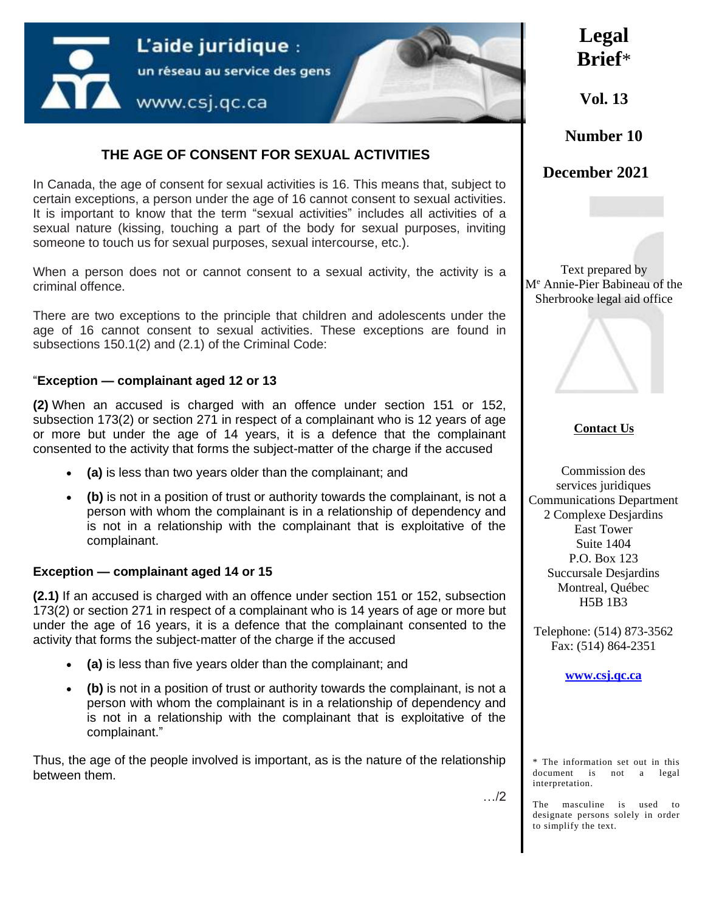L'aide juridique : un réseau au service des gens
www.csj.qc.ca

**Legal Brief***

**Vol. 13**

**Number 10**

**December 2021**

# THE AGE OF CONSENT FOR SEXUAL ACTIVITIES

In Canada, the age of consent for sexual activities is 16. This means that, subject to certain exceptions, a person under the age of 16 cannot consent to sexual activities. It is important to know that the term "sexual activities" includes all activities of a sexual nature (kissing, touching a part of the body for sexual purposes, inviting someone to touch us for sexual purposes, sexual intercourse, etc.).

When a person does not or cannot consent to a sexual activity, the activity is a criminal offence.

There are two exceptions to the principle that children and adolescents under the age of 16 cannot consent to sexual activities. These exceptions are found in subsections 150.1(2) and (2.1) of the Criminal Code:

"**Exception — complainant aged 12 or 13**

**(2)** When an accused is charged with an offence under section 151 or 152, subsection 173(2) or section 271 in respect of a complainant who is 12 years of age or more but under the age of 14 years, it is a defence that the complainant consented to the activity that forms the subject-matter of the charge if the accused

- **(a)** is less than two years older than the complainant; and
- **(b)** is not in a position of trust or authority towards the complainant, is not a person with whom the complainant is in a relationship of dependency and is not in a relationship with the complainant that is exploitative of the complainant.

**Exception — complainant aged 14 or 15**

**(2.1)** If an accused is charged with an offence under section 151 or 152, subsection 173(2) or section 271 in respect of a complainant who is 14 years of age or more but under the age of 16 years, it is a defence that the complainant consented to the activity that forms the subject-matter of the charge if the accused

- **(a)** is less than five years older than the complainant; and
- **(b)** is not in a position of trust or authority towards the complainant, is not a person with whom the complainant is in a relationship of dependency and is not in a relationship with the complainant that is exploitative of the complainant."

Thus, the age of the people involved is important, as is the nature of the relationship between them.

…/2

Text prepared by M[e] Annie-Pier Babineau of the Sherbrooke legal aid office

**Contact Us**

Commission des services juridiques
Communications Department
2 Complexe Desjardins
East Tower
Suite 1404
P.O. Box 123
Succursale Desjardins
Montreal, Québec
H5B 1B3

Telephone: (514) 873-3562
Fax: (514) 864-2351

www.csj.qc.ca

\* The information set out in this document is not a legal interpretation.

The masculine is used to designate persons solely in order to simplify the text.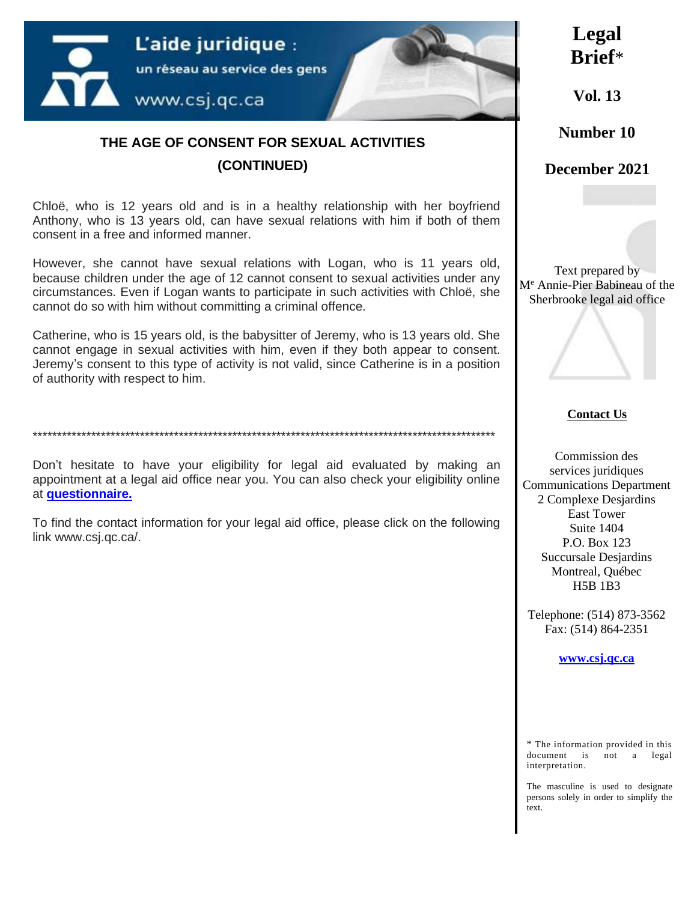# THE AGE OF CONSENT FOR SEXUAL ACTIVITIES (CONTINUED)

Chloë, who is 12 years old and is in a healthy relationship with her boyfriend Anthony, who is 13 years old, can have sexual relations with him if both of them consent in a free and informed manner.

However, she cannot have sexual relations with Logan, who is 11 years old, because children under the age of 12 cannot consent to sexual activities under any circumstances. Even if Logan wants to participate in such activities with Chloë, she cannot do so with him without committing a criminal offence.

Catherine, who is 15 years old, is the babysitter of Jeremy, who is 13 years old. She cannot engage in sexual activities with him, even if they both appear to consent. Jeremy's consent to this type of activity is not valid, since Catherine is in a position of authority with respect to him.

****************************************************************************************************

Don't hesitate to have your eligibility for legal aid evaluated by making an appointment at a legal aid office near you. You can also check your eligibility online at **questionnaire.**

To find the contact information for your legal aid office, please click on the following link www.csj.qc.ca/.

**Legal Brief***

**Vol. 13**

**Number 10**

**December 2021**

Text prepared by Me Annie-Pier Babineau of the Sherbrooke legal aid office

**Contact Us**

Commission des services juridiques
Communications Department
2 Complexe Desjardins
East Tower
Suite 1404
P.O. Box 123
Succursale Desjardins
Montreal, Québec
H5B 1B3

Telephone: (514) 873-3562
Fax: (514) 864-2351

**www.csj.qc.ca**

* The information provided in this document is not a legal interpretation.

The masculine is used to designate persons solely in order to simplify the text.